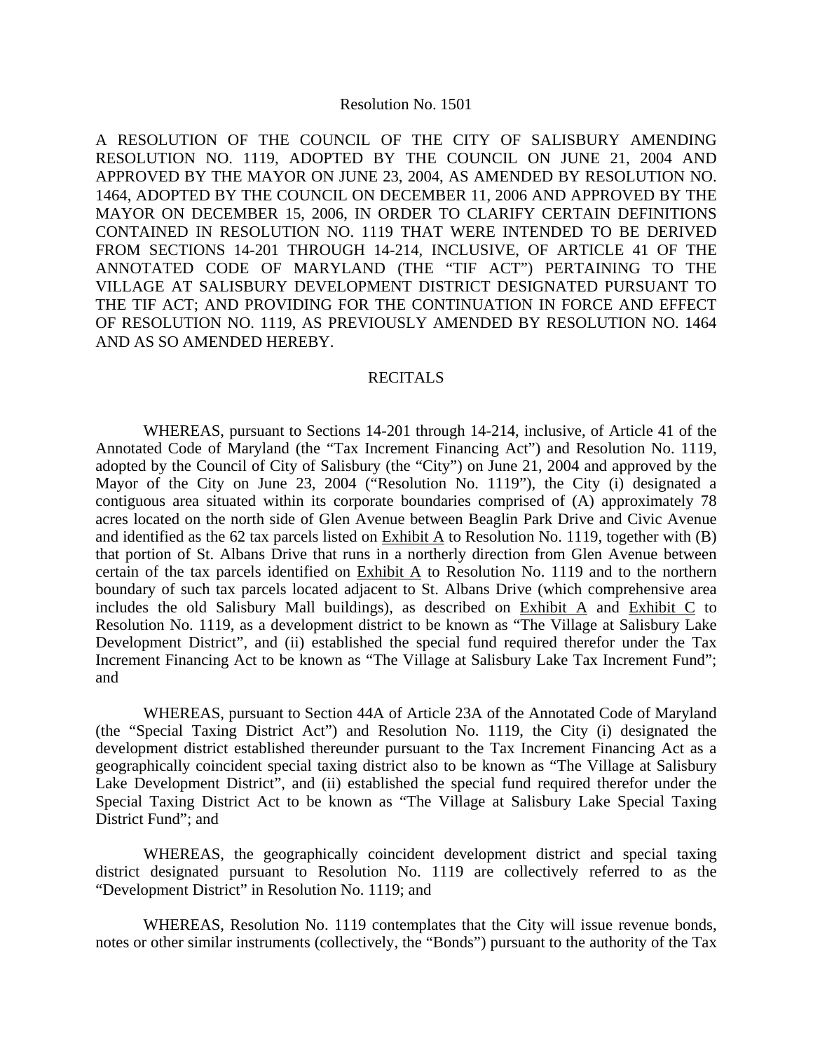Resolution No. 1501

A RESOLUTION OF THE COUNCIL OF THE CITY OF SALISBURY AMENDING RESOLUTION NO. 1119, ADOPTED BY THE COUNCIL ON JUNE 21, 2004 AND APPROVED BY THE MAYOR ON JUNE 23, 2004, AS AMENDED BY RESOLUTION NO. 1464, ADOPTED BY THE COUNCIL ON DECEMBER 11, 2006 AND APPROVED BY THE MAYOR ON DECEMBER 15, 2006, IN ORDER TO CLARIFY CERTAIN DEFINITIONS CONTAINED IN RESOLUTION NO. 1119 THAT WERE INTENDED TO BE DERIVED FROM SECTIONS 14-201 THROUGH 14-214, INCLUSIVE, OF ARTICLE 41 OF THE ANNOTATED CODE OF MARYLAND (THE "TIF ACT") PERTAINING TO THE VILLAGE AT SALISBURY DEVELOPMENT DISTRICT DESIGNATED PURSUANT TO THE TIF ACT; AND PROVIDING FOR THE CONTINUATION IN FORCE AND EFFECT OF RESOLUTION NO. 1119, AS PREVIOUSLY AMENDED BY RESOLUTION NO. 1464 AND AS SO AMENDED HEREBY.

## RECITALS

WHEREAS, pursuant to Sections 14-201 through 14-214, inclusive, of Article 41 of the Annotated Code of Maryland (the "Tax Increment Financing Act") and Resolution No. 1119, adopted by the Council of City of Salisbury (the "City") on June 21, 2004 and approved by the Mayor of the City on June 23, 2004 ("Resolution No. 1119"), the City (i) designated a contiguous area situated within its corporate boundaries comprised of (A) approximately 78 acres located on the north side of Glen Avenue between Beaglin Park Drive and Civic Avenue and identified as the 62 tax parcels listed on Exhibit A to Resolution No. 1119, together with (B) that portion of St. Albans Drive that runs in a northerly direction from Glen Avenue between certain of the tax parcels identified on Exhibit A to Resolution No. 1119 and to the northern boundary of such tax parcels located adjacent to St. Albans Drive (which comprehensive area includes the old Salisbury Mall buildings), as described on Exhibit A and Exhibit C to Resolution No. 1119, as a development district to be known as "The Village at Salisbury Lake Development District", and (ii) established the special fund required therefor under the Tax Increment Financing Act to be known as "The Village at Salisbury Lake Tax Increment Fund"; and

WHEREAS, pursuant to Section 44A of Article 23A of the Annotated Code of Maryland (the "Special Taxing District Act") and Resolution No. 1119, the City (i) designated the development district established thereunder pursuant to the Tax Increment Financing Act as a geographically coincident special taxing district also to be known as "The Village at Salisbury Lake Development District", and (ii) established the special fund required therefor under the Special Taxing District Act to be known as "The Village at Salisbury Lake Special Taxing District Fund"; and

WHEREAS, the geographically coincident development district and special taxing district designated pursuant to Resolution No. 1119 are collectively referred to as the "Development District" in Resolution No. 1119; and

WHEREAS, Resolution No. 1119 contemplates that the City will issue revenue bonds, notes or other similar instruments (collectively, the "Bonds") pursuant to the authority of the Tax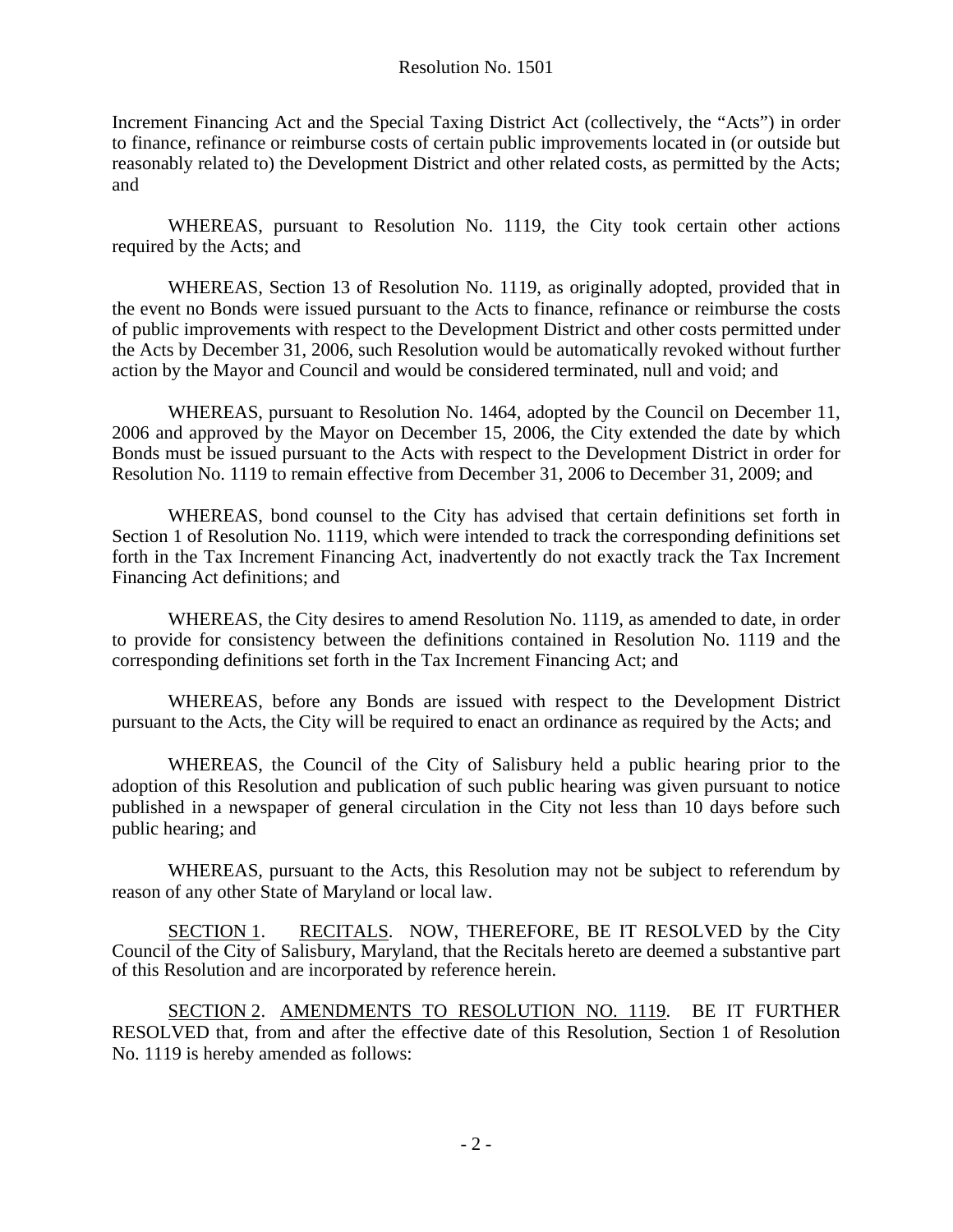Increment Financing Act and the Special Taxing District Act (collectively, the "Acts") in order to finance, refinance or reimburse costs of certain public improvements located in (or outside but reasonably related to) the Development District and other related costs, as permitted by the Acts; and

WHEREAS, pursuant to Resolution No. 1119, the City took certain other actions required by the Acts; and

WHEREAS, Section 13 of Resolution No. 1119, as originally adopted, provided that in the event no Bonds were issued pursuant to the Acts to finance, refinance or reimburse the costs of public improvements with respect to the Development District and other costs permitted under the Acts by December 31, 2006, such Resolution would be automatically revoked without further action by the Mayor and Council and would be considered terminated, null and void; and

WHEREAS, pursuant to Resolution No. 1464, adopted by the Council on December 11, 2006 and approved by the Mayor on December 15, 2006, the City extended the date by which Bonds must be issued pursuant to the Acts with respect to the Development District in order for Resolution No. 1119 to remain effective from December 31, 2006 to December 31, 2009; and

WHEREAS, bond counsel to the City has advised that certain definitions set forth in Section 1 of Resolution No. 1119, which were intended to track the corresponding definitions set forth in the Tax Increment Financing Act, inadvertently do not exactly track the Tax Increment Financing Act definitions; and

WHEREAS, the City desires to amend Resolution No. 1119, as amended to date, in order to provide for consistency between the definitions contained in Resolution No. 1119 and the corresponding definitions set forth in the Tax Increment Financing Act; and

WHEREAS, before any Bonds are issued with respect to the Development District pursuant to the Acts, the City will be required to enact an ordinance as required by the Acts; and

WHEREAS, the Council of the City of Salisbury held a public hearing prior to the adoption of this Resolution and publication of such public hearing was given pursuant to notice published in a newspaper of general circulation in the City not less than 10 days before such public hearing; and

WHEREAS, pursuant to the Acts, this Resolution may not be subject to referendum by reason of any other State of Maryland or local law.

SECTION 1. RECITALS. NOW, THEREFORE, BE IT RESOLVED by the City Council of the City of Salisbury, Maryland, that the Recitals hereto are deemed a substantive part of this Resolution and are incorporated by reference herein.

SECTION 2. AMENDMENTS TO RESOLUTION NO. 1119. BE IT FURTHER RESOLVED that, from and after the effective date of this Resolution, Section 1 of Resolution No. 1119 is hereby amended as follows: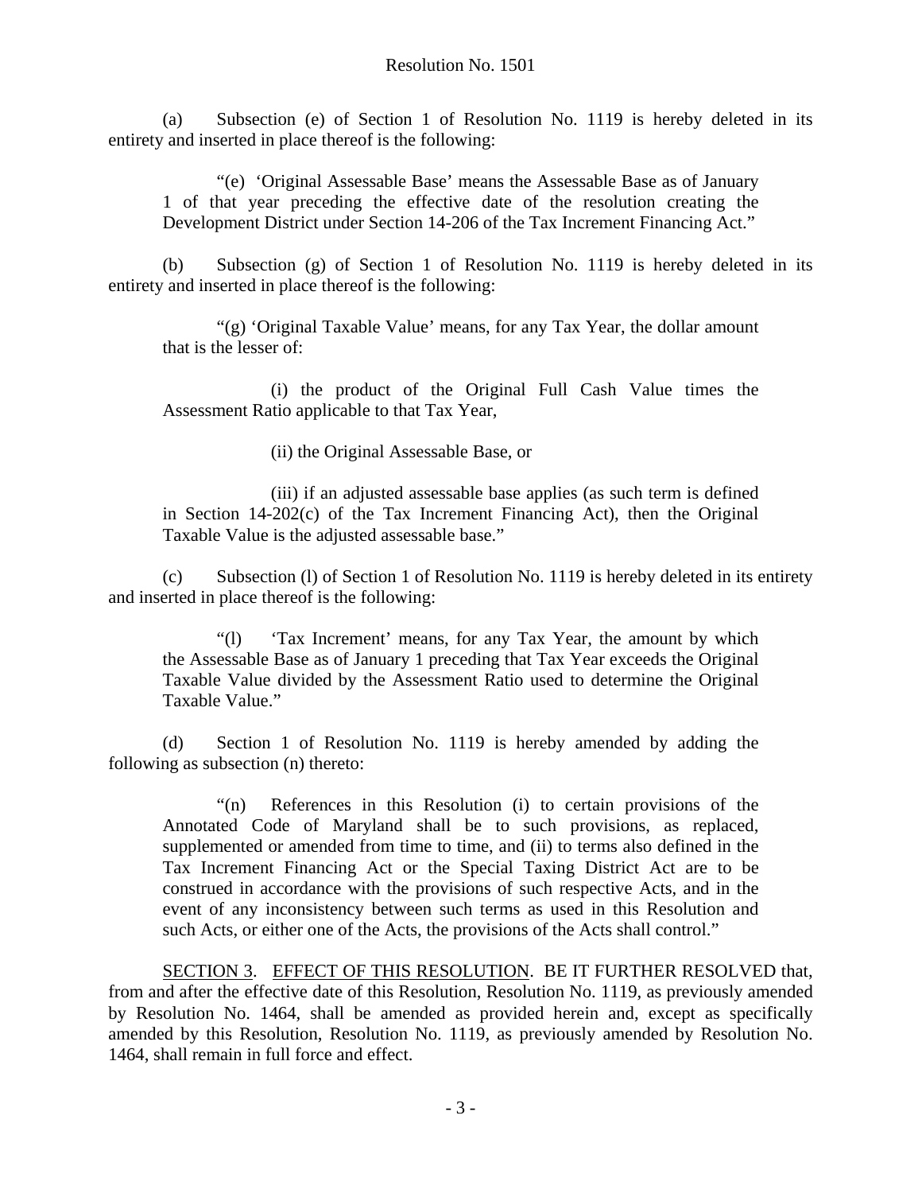(a) Subsection (e) of Section 1 of Resolution No. 1119 is hereby deleted in its entirety and inserted in place thereof is the following:

> "(e) 'Original Assessable Base' means the Assessable Base as of January 1 of that year preceding the effective date of the resolution creating the Development District under Section 14-206 of the Tax Increment Financing Act."

(b) Subsection (g) of Section 1 of Resolution No. 1119 is hereby deleted in its entirety and inserted in place thereof is the following:

> "(g) 'Original Taxable Value' means, for any Tax Year, the dollar amount that is the lesser of:
>
> (i) the product of the Original Full Cash Value times the Assessment Ratio applicable to that Tax Year,
>
> (ii) the Original Assessable Base, or
>
> (iii) if an adjusted assessable base applies (as such term is defined in Section 14-202(c) of the Tax Increment Financing Act), then the Original Taxable Value is the adjusted assessable base."

(c) Subsection (l) of Section 1 of Resolution No. 1119 is hereby deleted in its entirety and inserted in place thereof is the following:

> "(l) 'Tax Increment' means, for any Tax Year, the amount by which the Assessable Base as of January 1 preceding that Tax Year exceeds the Original Taxable Value divided by the Assessment Ratio used to determine the Original Taxable Value."

(d) Section 1 of Resolution No. 1119 is hereby amended by adding the following as subsection (n) thereto:

> "(n) References in this Resolution (i) to certain provisions of the Annotated Code of Maryland shall be to such provisions, as replaced, supplemented or amended from time to time, and (ii) to terms also defined in the Tax Increment Financing Act or the Special Taxing District Act are to be construed in accordance with the provisions of such respective Acts, and in the event of any inconsistency between such terms as used in this Resolution and such Acts, or either one of the Acts, the provisions of the Acts shall control."

SECTION 3. EFFECT OF THIS RESOLUTION. BE IT FURTHER RESOLVED that, from and after the effective date of this Resolution, Resolution No. 1119, as previously amended by Resolution No. 1464, shall be amended as provided herein and, except as specifically amended by this Resolution, Resolution No. 1119, as previously amended by Resolution No. 1464, shall remain in full force and effect.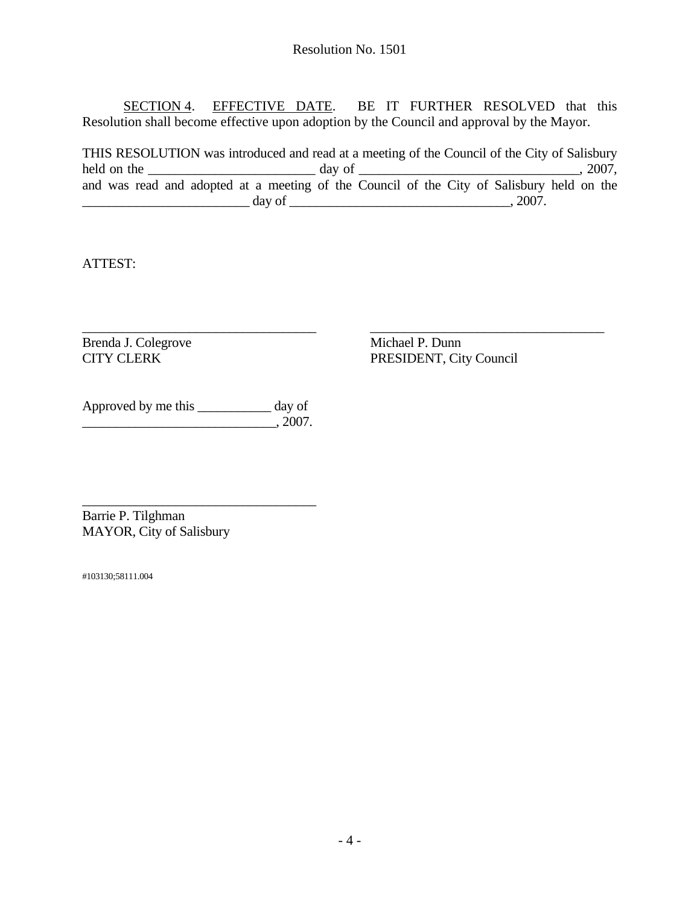Resolution No. 1501

SECTION 4. EFFECTIVE DATE. BE IT FURTHER RESOLVED that this Resolution shall become effective upon adoption by the Council and approval by the Mayor.

THIS RESOLUTION was introduced and read at a meeting of the Council of the City of Salisbury held on the _________________________ day of _________________________________, 2007, and was read and adopted at a meeting of the Council of the City of Salisbury held on the _________________________ day of _________________________________, 2007.

ATTEST:

___________________________________
Brenda J. Colegrove
CITY CLERK

___________________________________
Michael P. Dunn
PRESIDENT, City Council

Approved by me this ___________ day of _____________________________, 2007.

___________________________________
Barrie P. Tilghman
MAYOR, City of Salisbury

#103130;58111.004